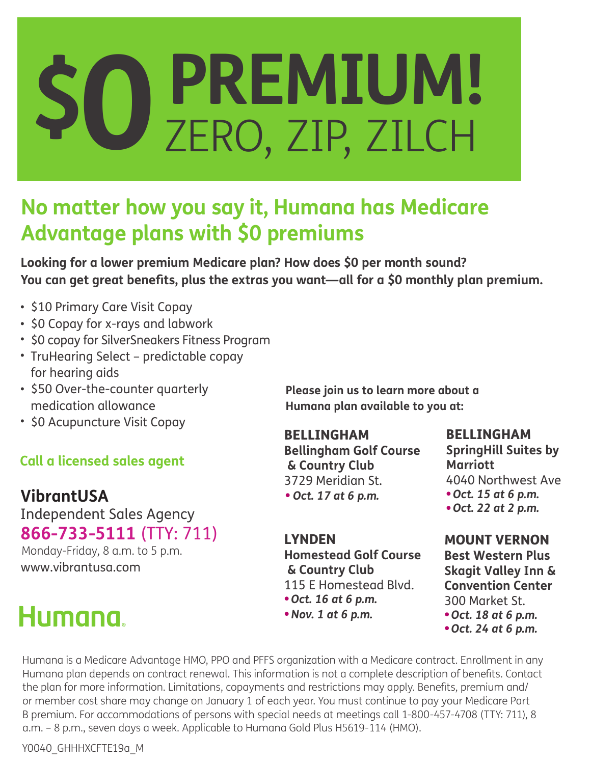# $0 PREMIUM! ZERO, ZIP, ZILCH

## No matter how you say it, Humana has Medicare Advantage plans with $0 premiums

**Looking for a lower premium Medicare plan? How does $0 per month sound? You can get great benefits, plus the extras you want—all for a $0 monthly plan premium.**

- $10 Primary Care Visit Copay
- $0 Copay for x-rays and labwork
- $0 copay for SilverSneakers Fitness Program
- TruHearing Select – predictable copay for hearing aids
- $50 Over-the-counter quarterly medication allowance
- $0 Acupuncture Visit Copay

**Call a licensed sales agent**

**VibrantUSA**
Independent Sales Agency
**866-733-5111** (TTY: 711)
Monday-Friday, 8 a.m. to 5 p.m.
www.vibrantusa.com

Humana.

**Please join us to learn more about a Humana plan available to you at:**

**BELLINGHAM**
**Bellingham Golf Course & Country Club**
3729 Meridian St.
- ***Oct. 17 at 6 p.m.***

**LYNDEN**
**Homestead Golf Course & Country Club**
115 E Homestead Blvd.
- ***Oct. 16 at 6 p.m.***
- ***Nov. 1 at 6 p.m.***

**BELLINGHAM**
**SpringHill Suites by Marriott**
4040 Northwest Ave
- ***Oct. 15 at 6 p.m.***
- ***Oct. 22 at 2 p.m.***

**MOUNT VERNON**
**Best Western Plus Skagit Valley Inn & Convention Center**
300 Market St.
- ***Oct. 18 at 6 p.m.***
- ***Oct. 24 at 6 p.m.***

Humana is a Medicare Advantage HMO, PPO and PFFS organization with a Medicare contract. Enrollment in any Humana plan depends on contract renewal. This information is not a complete description of benefits. Contact the plan for more information. Limitations, copayments and restrictions may apply. Benefits, premium and/or member cost share may change on January 1 of each year. You must continue to pay your Medicare Part B premium. For accommodations of persons with special needs at meetings call 1-800-457-4708 (TTY: 711), 8 a.m. – 8 p.m., seven days a week. Applicable to Humana Gold Plus H5619-114 (HMO).

Y0040_GHHHXCFTE19a_M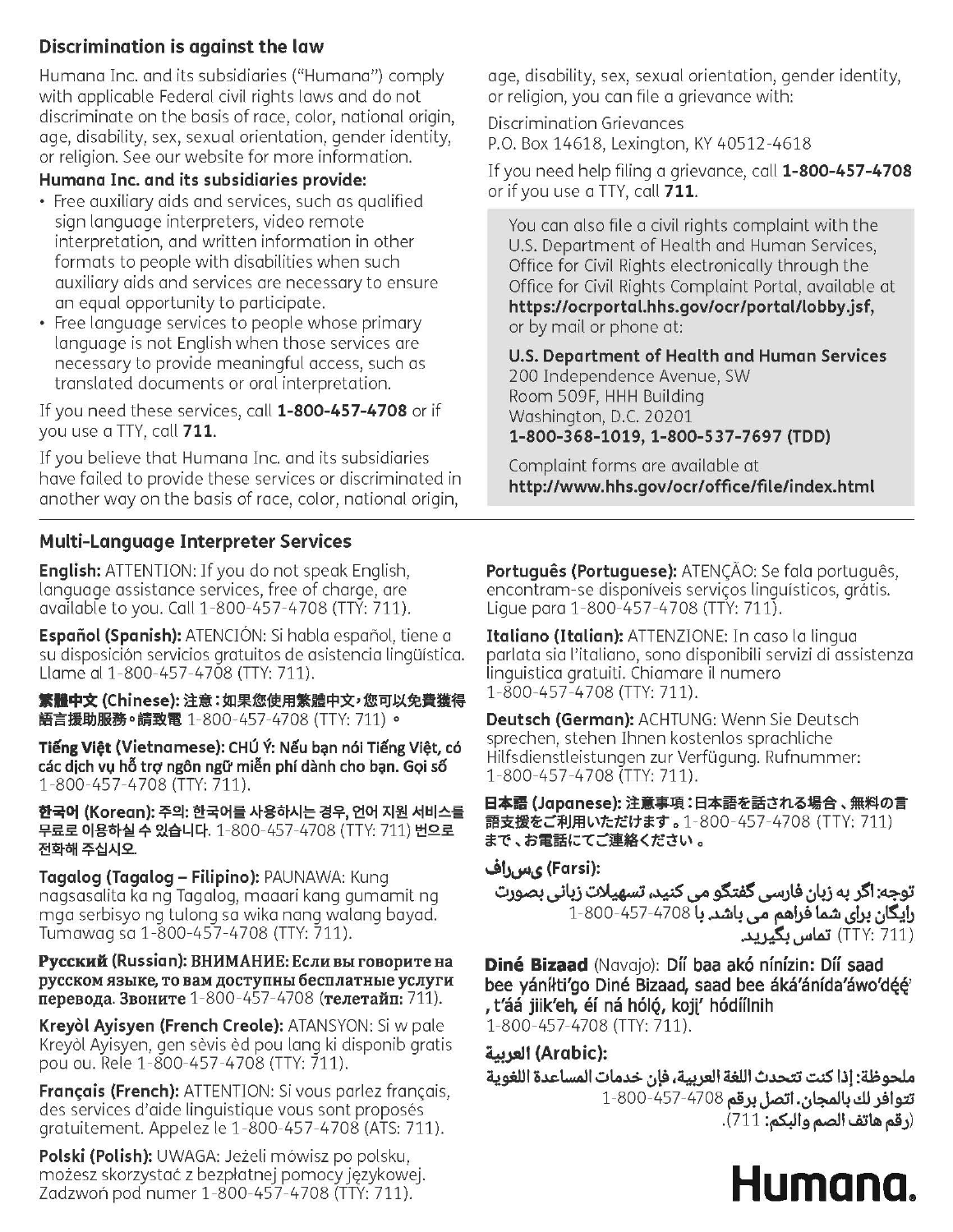## Discrimination is against the law

Humana Inc. and its subsidiaries ("Humana") comply with applicable Federal civil rights laws and do not discriminate on the basis of race, color, national origin, age, disability, sex, sexual orientation, gender identity, or religion. See our website for more information.

**Humana Inc. and its subsidiaries provide:**

- Free auxiliary aids and services, such as qualified sign language interpreters, video remote interpretation, and written information in other formats to people with disabilities when such auxiliary aids and services are necessary to ensure an equal opportunity to participate.
- Free language services to people whose primary language is not English when those services are necessary to provide meaningful access, such as translated documents or oral interpretation.

If you need these services, call **1-800-457-4708** or if you use a TTY, call **711**.

If you believe that Humana Inc. and its subsidiaries have failed to provide these services or discriminated in another way on the basis of race, color, national origin, age, disability, sex, sexual orientation, gender identity, or religion, you can file a grievance with:

Discrimination Grievances
P.O. Box 14618, Lexington, KY 40512-4618

If you need help filing a grievance, call **1-800-457-4708** or if you use a TTY, call **711**.

You can also file a civil rights complaint with the U.S. Department of Health and Human Services, Office for Civil Rights electronically through the Office for Civil Rights Complaint Portal, available at **https://ocrportal.hhs.gov/ocr/portal/lobby.jsf**, or by mail or phone at:

**U.S. Department of Health and Human Services**
200 Independence Avenue, SW
Room 509F, HHH Building
Washington, D.C. 20201
**1-800-368-1019, 1-800-537-7697 (TDD)**

Complaint forms are available at **http://www.hhs.gov/ocr/office/file/index.html**

## Multi-Language Interpreter Services

**English:** ATTENTION: If you do not speak English, language assistance services, free of charge, are available to you. Call 1-800-457-4708 (TTY: 711).

**Español (Spanish):** ATENCIÓN: Si habla español, tiene a su disposición servicios gratuitos de asistencia lingüística. Llame al 1-800-457-4708 (TTY: 711).

**繁體中文 (Chinese):** 注意：如果您使用繁體中文，您可以免費獲得語言援助服務。請致電 1-800-457-4708 (TTY: 711)。

**Tiếng Việt (Vietnamese):** CHÚ Ý: Nếu bạn nói Tiếng Việt, có các dịch vụ hỗ trợ ngôn ngữ miễn phí dành cho bạn. Gọi số 1-800-457-4708 (TTY: 711).

**한국어 (Korean):** 주의: 한국어를 사용하시는 경우, 언어 지원 서비스를 무료로 이용하실 수 있습니다. 1-800-457-4708 (TTY: 711) 번으로 전화해 주십시오.

**Tagalog (Tagalog – Filipino):** PAUNAWA: Kung nagsasalita ka ng Tagalog, maaari kang gumamit ng mga serbisyo ng tulong sa wika nang walang bayad. Tumawag sa 1-800-457-4708 (TTY: 711).

**Русский (Russian):** ВНИМАНИЕ: Если вы говорите на русском языке, то вам доступны бесплатные услуги перевода. Звоните 1-800-457-4708 (телетайп: 711).

**Kreyòl Ayisyen (French Creole):** ATANSYON: Si w pale Kreyòl Ayisyen, gen sèvis èd pou lang ki disponib gratis pou ou. Rele 1-800-457-4708 (TTY: 711).

**Français (French):** ATTENTION: Si vous parlez français, des services d'aide linguistique vous sont proposés gratuitement. Appelez le 1-800-457-4708 (ATS: 711).

**Polski (Polish):** UWAGA: Jeżeli mówisz po polsku, możesz skorzystać z bezpłatnej pomocy językowej. Zadzwoń pod numer 1-800-457-4708 (TTY: 711).

**Português (Portuguese):** ATENÇÃO: Se fala português, encontram-se disponíveis serviços linguísticos, grátis. Ligue para 1-800-457-4708 (TTY: 711).

**Italiano (Italian):** ATTENZIONE: In caso la lingua parlata sia l'italiano, sono disponibili servizi di assistenza linguistica gratuiti. Chiamare il numero 1-800-457-4708 (TTY: 711).

**Deutsch (German):** ACHTUNG: Wenn Sie Deutsch sprechen, stehen Ihnen kostenlos sprachliche Hilfsdienstleistungen zur Verfügung. Rufnummer: 1-800-457-4708 (TTY: 711).

**日本語 (Japanese):** 注意事項：日本語を話される場合、無料の言語支援をご利用いただけます。1-800-457-4708 (TTY: 711) まで、お電話にてご連絡ください。

**فارسی (Farsi):**

توجه: اگر به زبان فارسی گفتگو می کنید، تسهیلات زبانی بصورت رایگان برای شما فراهم می باشد. با 1-800-457-4708 (TTY: 711) تماس بگیرید.

**Diné Bizaad** (Navajo): Díí baa akó nínízin: Díí saad bee yáníłti'go Diné Bizaad, saad bee áká'ánída'áwo'déé', t'áá jiik'eh, éí ná hóló, kojį' hódíílnih 1-800-457-4708 (TTY: 711).

**العربية (Arabic):**

ملحوظة: إذا كنت تتحدث اللغة العربية، فإن خدمات المساعدة اللغوية تتوافر لك بالمجان. اتصل برقم 1-800-457-4708 (رقم هاتف الصم والبكم: 711).

Humana.